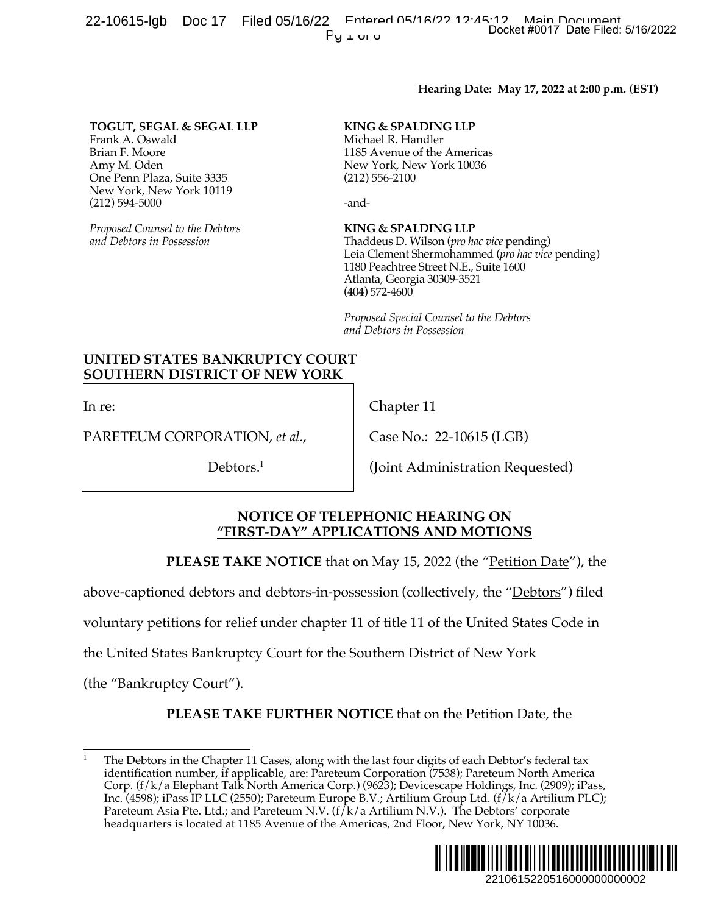**Hearing Date: May 17, 2022 at 2:00 p.m. (EST)**

**TOGUT, SEGAL & SEGAL LLP**
Frank A. Oswald
Brian F. Moore
Amy M. Oden
One Penn Plaza, Suite 3335
New York, New York 10119
(212) 594-5000

*Proposed Counsel to the Debtors and Debtors in Possession*

**KING & SPALDING LLP**
Michael R. Handler
1185 Avenue of the Americas
New York, New York 10036
(212) 556-2100

-and-

**KING & SPALDING LLP**
Thaddeus D. Wilson (*pro hac vice* pending)
Leia Clement Shermohammed (*pro hac vice* pending)
1180 Peachtree Street N.E., Suite 1600
Atlanta, Georgia 30309-3521
(404) 572-4600

*Proposed Special Counsel to the Debtors and Debtors in Possession*

**UNITED STATES BANKRUPTCY COURT**
**SOUTHERN DISTRICT OF NEW YORK**

| | |
|---|---|
| In re: | Chapter 11 |
| PARETEUM CORPORATION, *et al.*, | Case No.: 22-10615 (LGB) |
| Debtors.[1] | (Joint Administration Requested) |

## NOTICE OF TELEPHONIC HEARING ON "FIRST-DAY" APPLICATIONS AND MOTIONS

**PLEASE TAKE NOTICE** that on May 15, 2022 (the "Petition Date"), the above-captioned debtors and debtors-in-possession (collectively, the "Debtors") filed voluntary petitions for relief under chapter 11 of title 11 of the United States Code in the United States Bankruptcy Court for the Southern District of New York (the "Bankruptcy Court").

**PLEASE TAKE FURTHER NOTICE** that on the Petition Date, the

---

[1] The Debtors in the Chapter 11 Cases, along with the last four digits of each Debtor's federal tax identification number, if applicable, are: Pareteum Corporation (7538); Pareteum North America Corp. (f/k/a Elephant Talk North America Corp.) (9623); Devicescape Holdings, Inc. (2909); iPass, Inc. (4598); iPass IP LLC (2550); Pareteum Europe B.V.; Artilium Group Ltd. (f/k/a Artilium PLC); Pareteum Asia Pte. Ltd.; and Pareteum N.V. (f/k/a Artilium N.V.). The Debtors' corporate headquarters is located at 1185 Avenue of the Americas, 2nd Floor, New York, NY 10036.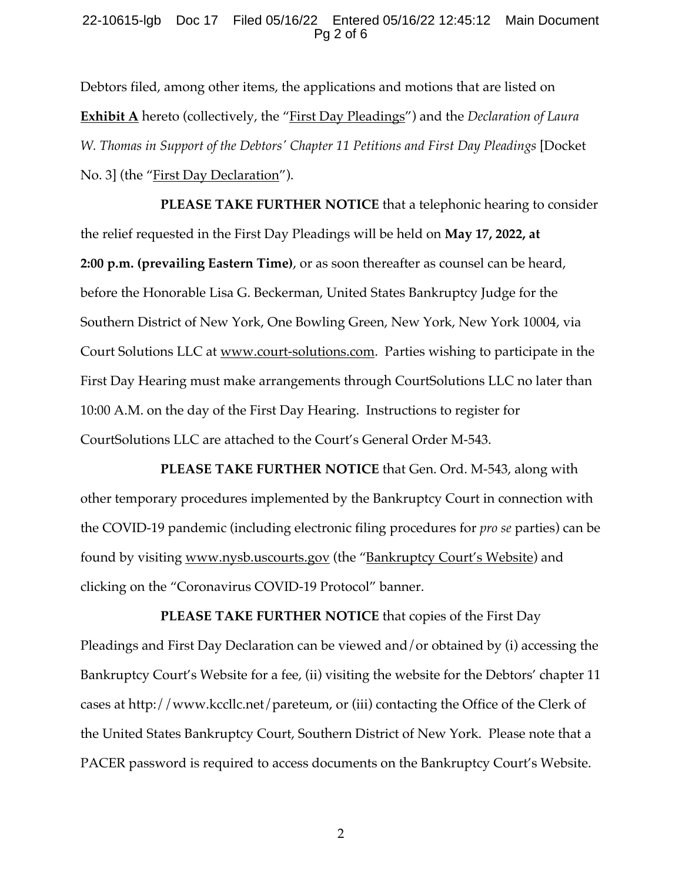Debtors filed, among other items, the applications and motions that are listed on **Exhibit A** hereto (collectively, the "First Day Pleadings") and the *Declaration of Laura W. Thomas in Support of the Debtors' Chapter 11 Petitions and First Day Pleadings* [Docket No. 3] (the "First Day Declaration").

**PLEASE TAKE FURTHER NOTICE** that a telephonic hearing to consider the relief requested in the First Day Pleadings will be held on **May 17, 2022, at 2:00 p.m. (prevailing Eastern Time)**, or as soon thereafter as counsel can be heard, before the Honorable Lisa G. Beckerman, United States Bankruptcy Judge for the Southern District of New York, One Bowling Green, New York, New York 10004, via Court Solutions LLC at www.court-solutions.com. Parties wishing to participate in the First Day Hearing must make arrangements through CourtSolutions LLC no later than 10:00 A.M. on the day of the First Day Hearing. Instructions to register for CourtSolutions LLC are attached to the Court's General Order M-543.

**PLEASE TAKE FURTHER NOTICE** that Gen. Ord. M-543, along with other temporary procedures implemented by the Bankruptcy Court in connection with the COVID-19 pandemic (including electronic filing procedures for *pro se* parties) can be found by visiting www.nysb.uscourts.gov (the "Bankruptcy Court's Website) and clicking on the "Coronavirus COVID-19 Protocol" banner.

**PLEASE TAKE FURTHER NOTICE** that copies of the First Day Pleadings and First Day Declaration can be viewed and/or obtained by (i) accessing the Bankruptcy Court's Website for a fee, (ii) visiting the website for the Debtors' chapter 11 cases at http://www.kccllc.net/pareteum, or (iii) contacting the Office of the Clerk of the United States Bankruptcy Court, Southern District of New York. Please note that a PACER password is required to access documents on the Bankruptcy Court's Website.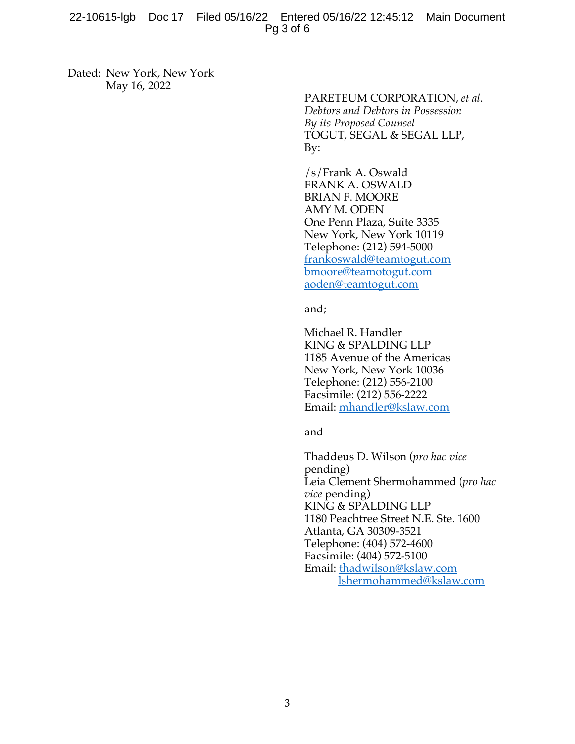Dated: New York, New York
May 16, 2022

PARETEUM CORPORATION, *et al*.
*Debtors and Debtors in Possession*
*By its Proposed Counsel*
TOGUT, SEGAL & SEGAL LLP,
By:

/s/Frank A. Oswald
FRANK A. OSWALD
BRIAN F. MOORE
AMY M. ODEN
One Penn Plaza, Suite 3335
New York, New York 10119
Telephone: (212) 594-5000
frankoswald@teamtogut.com
bmoore@teamotogut.com
aoden@teamtogut.com

and;

Michael R. Handler
KING & SPALDING LLP
1185 Avenue of the Americas
New York, New York 10036
Telephone: (212) 556-2100
Facsimile: (212) 556-2222
Email: mhandler@kslaw.com

and

Thaddeus D. Wilson (*pro hac vice* pending)
Leia Clement Shermohammed (*pro hac vice* pending)
KING & SPALDING LLP
1180 Peachtree Street N.E. Ste. 1600
Atlanta, GA 30309-3521
Telephone: (404) 572-4600
Facsimile: (404) 572-5100
Email: thadwilson@kslaw.com
lshermohammed@kslaw.com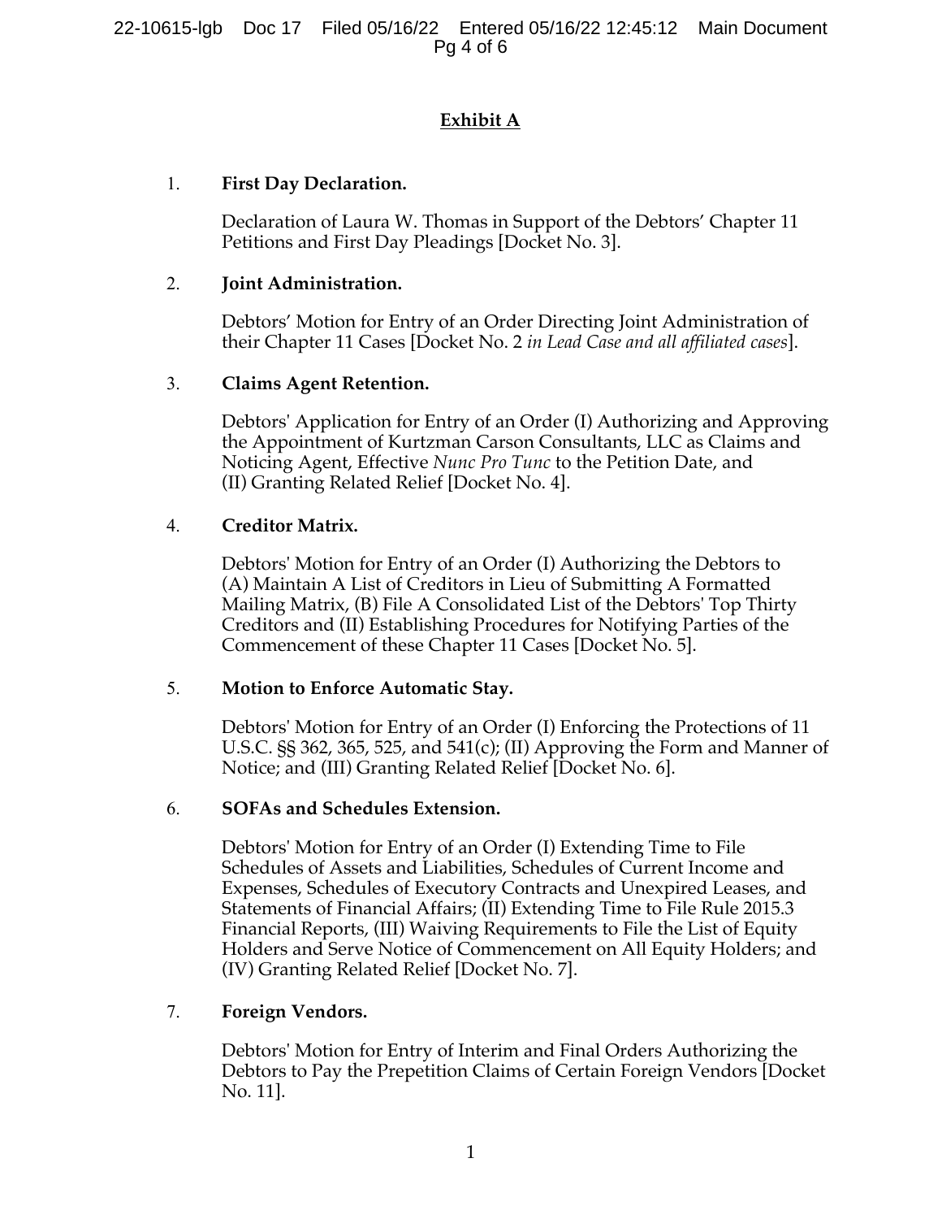## Exhibit A

1. **First Day Declaration.**

   Declaration of Laura W. Thomas in Support of the Debtors' Chapter 11 Petitions and First Day Pleadings [Docket No. 3].

2. **Joint Administration.**

   Debtors' Motion for Entry of an Order Directing Joint Administration of their Chapter 11 Cases [Docket No. 2 *in Lead Case and all affiliated cases*].

3. **Claims Agent Retention.**

   Debtors' Application for Entry of an Order (I) Authorizing and Approving the Appointment of Kurtzman Carson Consultants, LLC as Claims and Noticing Agent, Effective *Nunc Pro Tunc* to the Petition Date, and (II) Granting Related Relief [Docket No. 4].

4. **Creditor Matrix.**

   Debtors' Motion for Entry of an Order (I) Authorizing the Debtors to (A) Maintain A List of Creditors in Lieu of Submitting A Formatted Mailing Matrix, (B) File A Consolidated List of the Debtors' Top Thirty Creditors and (II) Establishing Procedures for Notifying Parties of the Commencement of these Chapter 11 Cases [Docket No. 5].

5. **Motion to Enforce Automatic Stay.**

   Debtors' Motion for Entry of an Order (I) Enforcing the Protections of 11 U.S.C. §§ 362, 365, 525, and 541(c); (II) Approving the Form and Manner of Notice; and (III) Granting Related Relief [Docket No. 6].

6. **SOFAs and Schedules Extension.**

   Debtors' Motion for Entry of an Order (I) Extending Time to File Schedules of Assets and Liabilities, Schedules of Current Income and Expenses, Schedules of Executory Contracts and Unexpired Leases, and Statements of Financial Affairs; (II) Extending Time to File Rule 2015.3 Financial Reports, (III) Waiving Requirements to File the List of Equity Holders and Serve Notice of Commencement on All Equity Holders; and (IV) Granting Related Relief [Docket No. 7].

7. **Foreign Vendors.**

   Debtors' Motion for Entry of Interim and Final Orders Authorizing the Debtors to Pay the Prepetition Claims of Certain Foreign Vendors [Docket No. 11].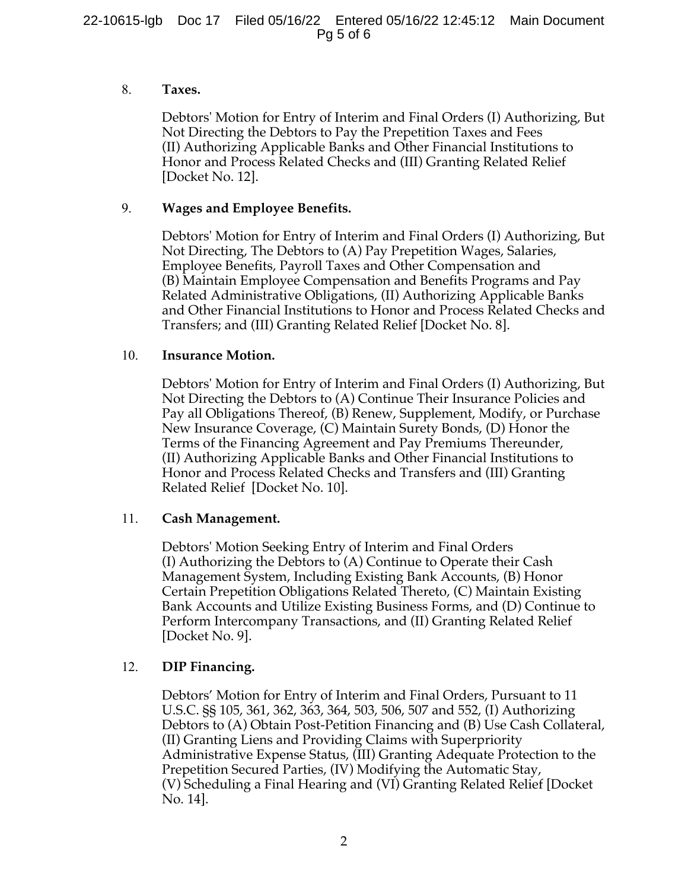8. **Taxes.**

   Debtors' Motion for Entry of Interim and Final Orders (I) Authorizing, But Not Directing the Debtors to Pay the Prepetition Taxes and Fees (II) Authorizing Applicable Banks and Other Financial Institutions to Honor and Process Related Checks and (III) Granting Related Relief [Docket No. 12].

9. **Wages and Employee Benefits.**

   Debtors' Motion for Entry of Interim and Final Orders (I) Authorizing, But Not Directing, The Debtors to (A) Pay Prepetition Wages, Salaries, Employee Benefits, Payroll Taxes and Other Compensation and (B) Maintain Employee Compensation and Benefits Programs and Pay Related Administrative Obligations, (II) Authorizing Applicable Banks and Other Financial Institutions to Honor and Process Related Checks and Transfers; and (III) Granting Related Relief [Docket No. 8].

10. **Insurance Motion.**

    Debtors' Motion for Entry of Interim and Final Orders (I) Authorizing, But Not Directing the Debtors to (A) Continue Their Insurance Policies and Pay all Obligations Thereof, (B) Renew, Supplement, Modify, or Purchase New Insurance Coverage, (C) Maintain Surety Bonds, (D) Honor the Terms of the Financing Agreement and Pay Premiums Thereunder, (II) Authorizing Applicable Banks and Other Financial Institutions to Honor and Process Related Checks and Transfers and (III) Granting Related Relief [Docket No. 10].

11. **Cash Management.**

    Debtors' Motion Seeking Entry of Interim and Final Orders (I) Authorizing the Debtors to (A) Continue to Operate their Cash Management System, Including Existing Bank Accounts, (B) Honor Certain Prepetition Obligations Related Thereto, (C) Maintain Existing Bank Accounts and Utilize Existing Business Forms, and (D) Continue to Perform Intercompany Transactions, and (II) Granting Related Relief [Docket No. 9].

12. **DIP Financing.**

    Debtors' Motion for Entry of Interim and Final Orders, Pursuant to 11 U.S.C. §§ 105, 361, 362, 363, 364, 503, 506, 507 and 552, (I) Authorizing Debtors to (A) Obtain Post-Petition Financing and (B) Use Cash Collateral, (II) Granting Liens and Providing Claims with Superpriority Administrative Expense Status, (III) Granting Adequate Protection to the Prepetition Secured Parties, (IV) Modifying the Automatic Stay, (V) Scheduling a Final Hearing and (VI) Granting Related Relief [Docket No. 14].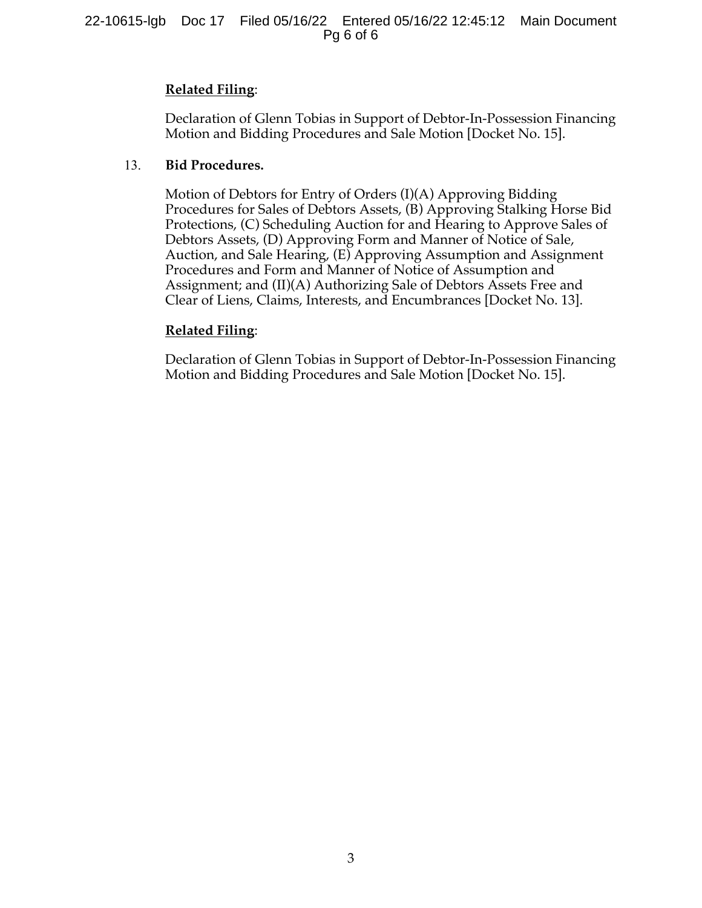**<u>Related Filing</u>**:

Declaration of Glenn Tobias in Support of Debtor-In-Possession Financing Motion and Bidding Procedures and Sale Motion [Docket No. 15].

13. **Bid Procedures.**

Motion of Debtors for Entry of Orders (I)(A) Approving Bidding Procedures for Sales of Debtors Assets, (B) Approving Stalking Horse Bid Protections, (C) Scheduling Auction for and Hearing to Approve Sales of Debtors Assets, (D) Approving Form and Manner of Notice of Sale, Auction, and Sale Hearing, (E) Approving Assumption and Assignment Procedures and Form and Manner of Notice of Assumption and Assignment; and (II)(A) Authorizing Sale of Debtors Assets Free and Clear of Liens, Claims, Interests, and Encumbrances [Docket No. 13].

**<u>Related Filing</u>**:

Declaration of Glenn Tobias in Support of Debtor-In-Possession Financing Motion and Bidding Procedures and Sale Motion [Docket No. 15].